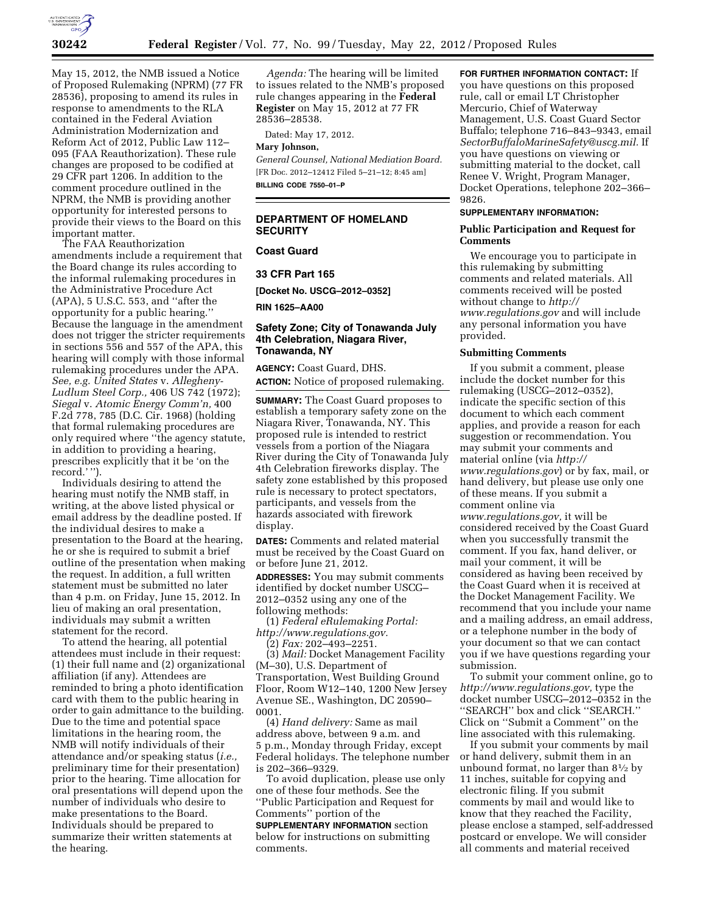May 15, 2012, the NMB issued a Notice of Proposed Rulemaking (NPRM) (77 FR 28536), proposing to amend its rules in response to amendments to the RLA contained in the Federal Aviation Administration Modernization and Reform Act of 2012, Public Law 112–095 (FAA Reauthorization). These rule changes are proposed to be codified at 29 CFR part 1206. In addition to the comment procedure outlined in the NPRM, the NMB is providing another opportunity for interested persons to provide their views to the Board on this important matter.

The FAA Reauthorization amendments include a requirement that the Board change its rules according to the informal rulemaking procedures in the Administrative Procedure Act (APA), 5 U.S.C. 553, and ''after the opportunity for a public hearing.'' Because the language in the amendment does not trigger the stricter requirements in sections 556 and 557 of the APA, this hearing will comply with those informal rulemaking procedures under the APA. *See, e.g. United States* v. *Allegheny-Ludlum Steel Corp.,* 406 US 742 (1972); *Siegal* v. *Atomic Energy Comm'n,* 400 F.2d 778, 785 (D.C. Cir. 1968) (holding that formal rulemaking procedures are only required where ''the agency statute, in addition to providing a hearing, prescribes explicitly that it be 'on the record.' '').

Individuals desiring to attend the hearing must notify the NMB staff, in writing, at the above listed physical or email address by the deadline posted. If the individual desires to make a presentation to the Board at the hearing, he or she is required to submit a brief outline of the presentation when making the request. In addition, a full written statement must be submitted no later than 4 p.m. on Friday, June 15, 2012. In lieu of making an oral presentation, individuals may submit a written statement for the record.

To attend the hearing, all potential attendees must include in their request: (1) their full name and (2) organizational affiliation (if any). Attendees are reminded to bring a photo identification card with them to the public hearing in order to gain admittance to the building. Due to the time and potential space limitations in the hearing room, the NMB will notify individuals of their attendance and/or speaking status (*i.e.,* preliminary time for their presentation) prior to the hearing. Time allocation for oral presentations will depend upon the number of individuals who desire to make presentations to the Board. Individuals should be prepared to summarize their written statements at the hearing.

*Agenda:* The hearing will be limited to issues related to the NMB's proposed rule changes appearing in the **Federal Register** on May 15, 2012 at 77 FR 28536–28538.

Dated: May 17, 2012.

**Mary Johnson,**

*General Counsel, National Mediation Board.*

[FR Doc. 2012–12412 Filed 5–21–12; 8:45 am]

**BILLING CODE 7550–01–P**

---

## DEPARTMENT OF HOMELAND SECURITY

### Coast Guard

### 33 CFR Part 165

**[Docket No. USCG–2012–0352]**

**RIN 1625–AA00**

### Safety Zone; City of Tonawanda July 4th Celebration, Niagara River, Tonawanda, NY

**AGENCY:** Coast Guard, DHS.

**ACTION:** Notice of proposed rulemaking.

**SUMMARY:** The Coast Guard proposes to establish a temporary safety zone on the Niagara River, Tonawanda, NY. This proposed rule is intended to restrict vessels from a portion of the Niagara River during the City of Tonawanda July 4th Celebration fireworks display. The safety zone established by this proposed rule is necessary to protect spectators, participants, and vessels from the hazards associated with firework display.

**DATES:** Comments and related material must be received by the Coast Guard on or before June 21, 2012.

**ADDRESSES:** You may submit comments identified by docket number USCG–2012–0352 using any one of the following methods:

(1) *Federal eRulemaking Portal: http://www.regulations.gov.*

(2) *Fax:* 202–493–2251.

(3) *Mail:* Docket Management Facility (M–30), U.S. Department of Transportation, West Building Ground Floor, Room W12–140, 1200 New Jersey Avenue SE., Washington, DC 20590–0001.

(4) *Hand delivery:* Same as mail address above, between 9 a.m. and 5 p.m., Monday through Friday, except Federal holidays. The telephone number is 202–366–9329.

To avoid duplication, please use only one of these four methods. See the ''Public Participation and Request for Comments'' portion of the **SUPPLEMENTARY INFORMATION** section below for instructions on submitting comments.

**FOR FURTHER INFORMATION CONTACT:** If you have questions on this proposed rule, call or email LT Christopher Mercurio, Chief of Waterway Management, U.S. Coast Guard Sector Buffalo; telephone 716–843–9343, email *SectorBuffaloMarineSafety@uscg.mil.* If you have questions on viewing or submitting material to the docket, call Renee V. Wright, Program Manager, Docket Operations, telephone 202–366–9826.

**SUPPLEMENTARY INFORMATION:**

#### Public Participation and Request for Comments

We encourage you to participate in this rulemaking by submitting comments and related materials. All comments received will be posted without change to *http://www.regulations.gov* and will include any personal information you have provided.

#### Submitting Comments

If you submit a comment, please include the docket number for this rulemaking (USCG–2012–0352), indicate the specific section of this document to which each comment applies, and provide a reason for each suggestion or recommendation. You may submit your comments and material online (via *http://www.regulations.gov*) or by fax, mail, or hand delivery, but please use only one of these means. If you submit a comment online via *www.regulations.gov,* it will be considered received by the Coast Guard when you successfully transmit the comment. If you fax, hand deliver, or mail your comment, it will be considered as having been received by the Coast Guard when it is received at the Docket Management Facility. We recommend that you include your name and a mailing address, an email address, or a telephone number in the body of your document so that we can contact you if we have questions regarding your submission.

To submit your comment online, go to *http://www.regulations.gov,* type the docket number USCG–2012–0352 in the ''SEARCH'' box and click ''SEARCH.'' Click on ''Submit a Comment'' on the line associated with this rulemaking.

If you submit your comments by mail or hand delivery, submit them in an unbound format, no larger than 8½ by 11 inches, suitable for copying and electronic filing. If you submit comments by mail and would like to know that they reached the Facility, please enclose a stamped, self-addressed postcard or envelope. We will consider all comments and material received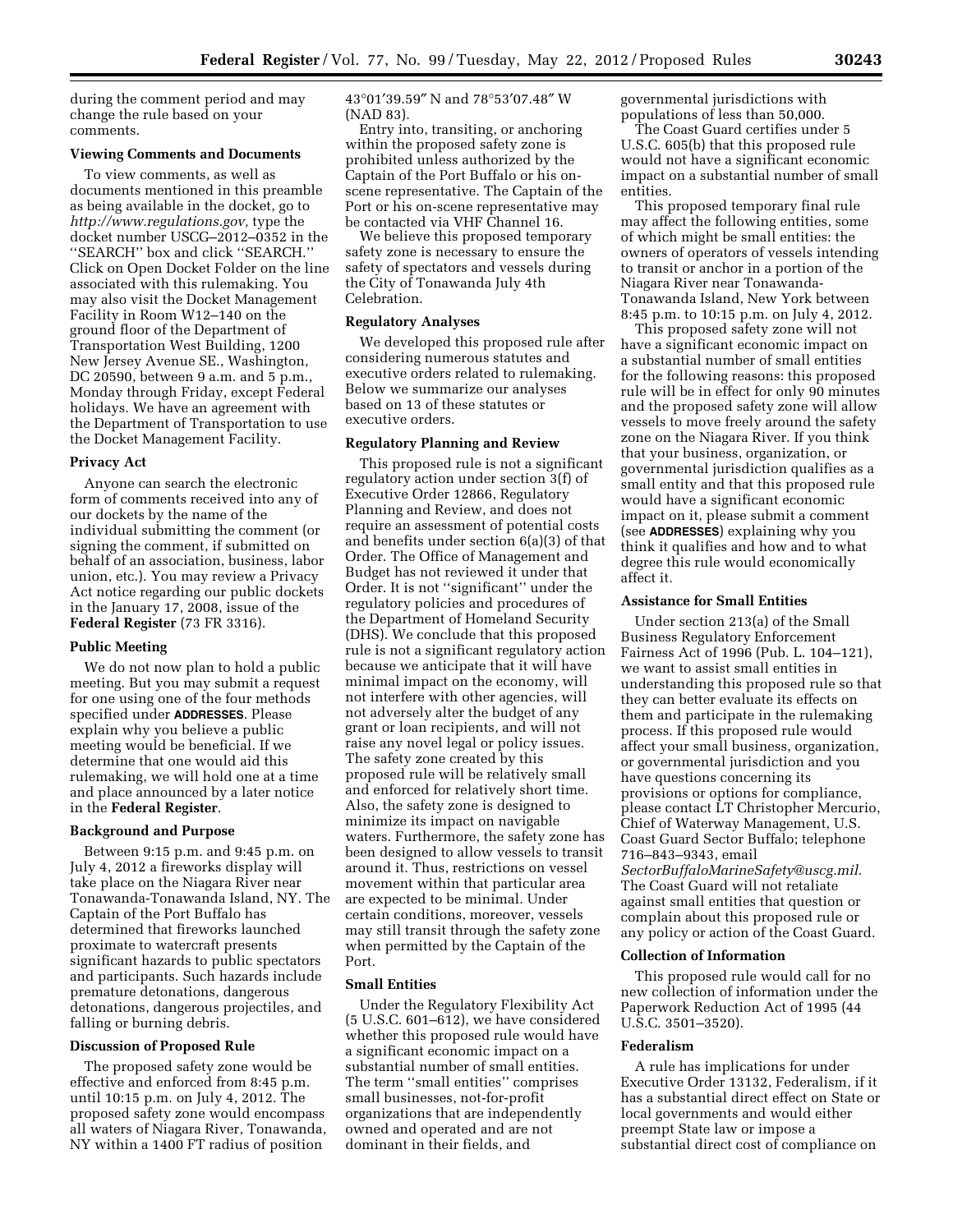during the comment period and may change the rule based on your comments.

### Viewing Comments and Documents

To view comments, as well as documents mentioned in this preamble as being available in the docket, go to *http://www.regulations.gov,* type the docket number USCG–2012–0352 in the ''SEARCH'' box and click ''SEARCH.'' Click on Open Docket Folder on the line associated with this rulemaking. You may also visit the Docket Management Facility in Room W12–140 on the ground floor of the Department of Transportation West Building, 1200 New Jersey Avenue SE., Washington, DC 20590, between 9 a.m. and 5 p.m., Monday through Friday, except Federal holidays. We have an agreement with the Department of Transportation to use the Docket Management Facility.

### Privacy Act

Anyone can search the electronic form of comments received into any of our dockets by the name of the individual submitting the comment (or signing the comment, if submitted on behalf of an association, business, labor union, etc.). You may review a Privacy Act notice regarding our public dockets in the January 17, 2008, issue of the **Federal Register** (73 FR 3316).

### Public Meeting

We do not now plan to hold a public meeting. But you may submit a request for one using one of the four methods specified under **ADDRESSES**. Please explain why you believe a public meeting would be beneficial. If we determine that one would aid this rulemaking, we will hold one at a time and place announced by a later notice in the **Federal Register**.

### Background and Purpose

Between 9:15 p.m. and 9:45 p.m. on July 4, 2012 a fireworks display will take place on the Niagara River near Tonawanda-Tonawanda Island, NY. The Captain of the Port Buffalo has determined that fireworks launched proximate to watercraft presents significant hazards to public spectators and participants. Such hazards include premature detonations, dangerous detonations, dangerous projectiles, and falling or burning debris.

### Discussion of Proposed Rule

The proposed safety zone would be effective and enforced from 8:45 p.m. until 10:15 p.m. on July 4, 2012. The proposed safety zone would encompass all waters of Niagara River, Tonawanda, NY within a 1400 FT radius of position 43°01′39.59″ N and 78°53′07.48″ W (NAD 83).

Entry into, transiting, or anchoring within the proposed safety zone is prohibited unless authorized by the Captain of the Port Buffalo or his on-scene representative. The Captain of the Port or his on-scene representative may be contacted via VHF Channel 16.

We believe this proposed temporary safety zone is necessary to ensure the safety of spectators and vessels during the City of Tonawanda July 4th Celebration.

### Regulatory Analyses

We developed this proposed rule after considering numerous statutes and executive orders related to rulemaking. Below we summarize our analyses based on 13 of these statutes or executive orders.

### Regulatory Planning and Review

This proposed rule is not a significant regulatory action under section 3(f) of Executive Order 12866, Regulatory Planning and Review, and does not require an assessment of potential costs and benefits under section 6(a)(3) of that Order. The Office of Management and Budget has not reviewed it under that Order. It is not ''significant'' under the regulatory policies and procedures of the Department of Homeland Security (DHS). We conclude that this proposed rule is not a significant regulatory action because we anticipate that it will have minimal impact on the economy, will not interfere with other agencies, will not adversely alter the budget of any grant or loan recipients, and will not raise any novel legal or policy issues. The safety zone created by this proposed rule will be relatively small and enforced for relatively short time. Also, the safety zone is designed to minimize its impact on navigable waters. Furthermore, the safety zone has been designed to allow vessels to transit around it. Thus, restrictions on vessel movement within that particular area are expected to be minimal. Under certain conditions, moreover, vessels may still transit through the safety zone when permitted by the Captain of the Port.

### Small Entities

Under the Regulatory Flexibility Act (5 U.S.C. 601–612), we have considered whether this proposed rule would have a significant economic impact on a substantial number of small entities. The term ''small entities'' comprises small businesses, not-for-profit organizations that are independently owned and operated and are not dominant in their fields, and governmental jurisdictions with populations of less than 50,000.

The Coast Guard certifies under 5 U.S.C. 605(b) that this proposed rule would not have a significant economic impact on a substantial number of small entities.

This proposed temporary final rule may affect the following entities, some of which might be small entities: the owners of operators of vessels intending to transit or anchor in a portion of the Niagara River near Tonawanda-Tonawanda Island, New York between 8:45 p.m. to 10:15 p.m. on July 4, 2012.

This proposed safety zone will not have a significant economic impact on a substantial number of small entities for the following reasons: this proposed rule will be in effect for only 90 minutes and the proposed safety zone will allow vessels to move freely around the safety zone on the Niagara River. If you think that your business, organization, or governmental jurisdiction qualifies as a small entity and that this proposed rule would have a significant economic impact on it, please submit a comment (see **ADDRESSES**) explaining why you think it qualifies and how and to what degree this rule would economically affect it.

### Assistance for Small Entities

Under section 213(a) of the Small Business Regulatory Enforcement Fairness Act of 1996 (Pub. L. 104–121), we want to assist small entities in understanding this proposed rule so that they can better evaluate its effects on them and participate in the rulemaking process. If this proposed rule would affect your small business, organization, or governmental jurisdiction and you have questions concerning its provisions or options for compliance, please contact LT Christopher Mercurio, Chief of Waterway Management, U.S. Coast Guard Sector Buffalo; telephone 716–843–9343, email *SectorBuffaloMarineSafety@uscg.mil.* The Coast Guard will not retaliate against small entities that question or complain about this proposed rule or any policy or action of the Coast Guard.

### Collection of Information

This proposed rule would call for no new collection of information under the Paperwork Reduction Act of 1995 (44 U.S.C. 3501–3520).

### Federalism

A rule has implications for under Executive Order 13132, Federalism, if it has a substantial direct effect on State or local governments and would either preempt State law or impose a substantial direct cost of compliance on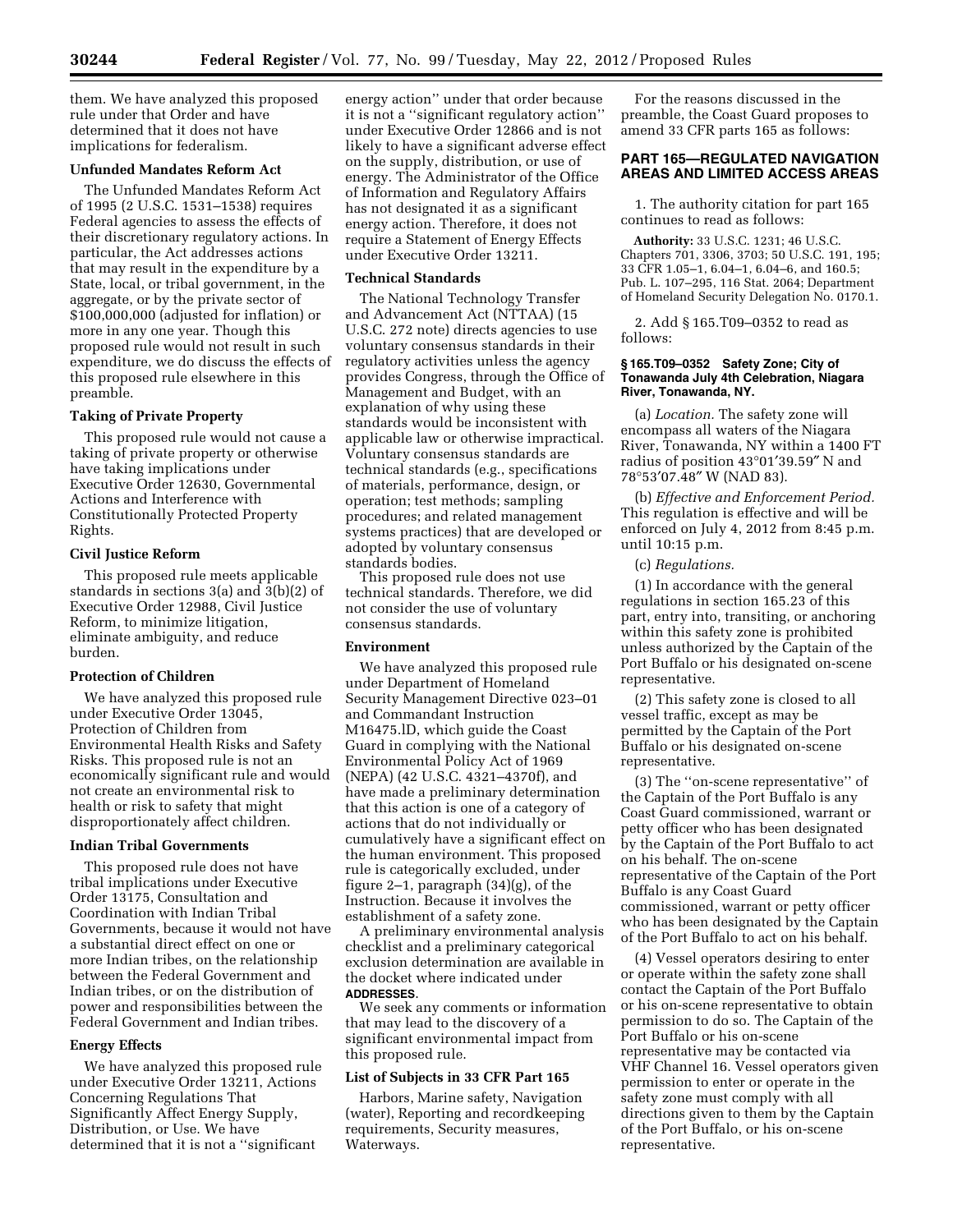them. We have analyzed this proposed rule under that Order and have determined that it does not have implications for federalism.

**Unfunded Mandates Reform Act**

The Unfunded Mandates Reform Act of 1995 (2 U.S.C. 1531–1538) requires Federal agencies to assess the effects of their discretionary regulatory actions. In particular, the Act addresses actions that may result in the expenditure by a State, local, or tribal government, in the aggregate, or by the private sector of $100,000,000 (adjusted for inflation) or more in any one year. Though this proposed rule would not result in such expenditure, we do discuss the effects of this proposed rule elsewhere in this preamble.

**Taking of Private Property**

This proposed rule would not cause a taking of private property or otherwise have taking implications under Executive Order 12630, Governmental Actions and Interference with Constitutionally Protected Property Rights.

**Civil Justice Reform**

This proposed rule meets applicable standards in sections 3(a) and 3(b)(2) of Executive Order 12988, Civil Justice Reform, to minimize litigation, eliminate ambiguity, and reduce burden.

**Protection of Children**

We have analyzed this proposed rule under Executive Order 13045, Protection of Children from Environmental Health Risks and Safety Risks. This proposed rule is not an economically significant rule and would not create an environmental risk to health or risk to safety that might disproportionately affect children.

**Indian Tribal Governments**

This proposed rule does not have tribal implications under Executive Order 13175, Consultation and Coordination with Indian Tribal Governments, because it would not have a substantial direct effect on one or more Indian tribes, on the relationship between the Federal Government and Indian tribes, or on the distribution of power and responsibilities between the Federal Government and Indian tribes.

**Energy Effects**

We have analyzed this proposed rule under Executive Order 13211, Actions Concerning Regulations That Significantly Affect Energy Supply, Distribution, or Use. We have determined that it is not a ''significant energy action'' under that order because it is not a ''significant regulatory action'' under Executive Order 12866 and is not likely to have a significant adverse effect on the supply, distribution, or use of energy. The Administrator of the Office of Information and Regulatory Affairs has not designated it as a significant energy action. Therefore, it does not require a Statement of Energy Effects under Executive Order 13211.

**Technical Standards**

The National Technology Transfer and Advancement Act (NTTAA) (15 U.S.C. 272 note) directs agencies to use voluntary consensus standards in their regulatory activities unless the agency provides Congress, through the Office of Management and Budget, with an explanation of why using these standards would be inconsistent with applicable law or otherwise impractical. Voluntary consensus standards are technical standards (e.g., specifications of materials, performance, design, or operation; test methods; sampling procedures; and related management systems practices) that are developed or adopted by voluntary consensus standards bodies.

This proposed rule does not use technical standards. Therefore, we did not consider the use of voluntary consensus standards.

**Environment**

We have analyzed this proposed rule under Department of Homeland Security Management Directive 023–01 and Commandant Instruction M16475.lD, which guide the Coast Guard in complying with the National Environmental Policy Act of 1969 (NEPA) (42 U.S.C. 4321–4370f), and have made a preliminary determination that this action is one of a category of actions that do not individually or cumulatively have a significant effect on the human environment. This proposed rule is categorically excluded, under figure 2–1, paragraph (34)(g), of the Instruction. Because it involves the establishment of a safety zone.

A preliminary environmental analysis checklist and a preliminary categorical exclusion determination are available in the docket where indicated under **ADDRESSES**.

We seek any comments or information that may lead to the discovery of a significant environmental impact from this proposed rule.

**List of Subjects in 33 CFR Part 165**

Harbors, Marine safety, Navigation (water), Reporting and recordkeeping requirements, Security measures, Waterways.

For the reasons discussed in the preamble, the Coast Guard proposes to amend 33 CFR parts 165 as follows:

**PART 165—REGULATED NAVIGATION AREAS AND LIMITED ACCESS AREAS**

1. The authority citation for part 165 continues to read as follows:

**Authority:** 33 U.S.C. 1231; 46 U.S.C. Chapters 701, 3306, 3703; 50 U.S.C. 191, 195; 33 CFR 1.05–1, 6.04–1, 6.04–6, and 160.5; Pub. L. 107–295, 116 Stat. 2064; Department of Homeland Security Delegation No. 0170.1.

2. Add § 165.T09–0352 to read as follows:

**§ 165.T09–0352 Safety Zone; City of Tonawanda July 4th Celebration, Niagara River, Tonawanda, NY.**

(a) *Location.* The safety zone will encompass all waters of the Niagara River, Tonawanda, NY within a 1400 FT radius of position 43°01′39.59″ N and 78°53′07.48″ W (NAD 83).

(b) *Effective and Enforcement Period.* This regulation is effective and will be enforced on July 4, 2012 from 8:45 p.m. until 10:15 p.m.

(c) *Regulations.*

(1) In accordance with the general regulations in section 165.23 of this part, entry into, transiting, or anchoring within this safety zone is prohibited unless authorized by the Captain of the Port Buffalo or his designated on-scene representative.

(2) This safety zone is closed to all vessel traffic, except as may be permitted by the Captain of the Port Buffalo or his designated on-scene representative.

(3) The ''on-scene representative'' of the Captain of the Port Buffalo is any Coast Guard commissioned, warrant or petty officer who has been designated by the Captain of the Port Buffalo to act on his behalf. The on-scene representative of the Captain of the Port Buffalo is any Coast Guard commissioned, warrant or petty officer who has been designated by the Captain of the Port Buffalo to act on his behalf.

(4) Vessel operators desiring to enter or operate within the safety zone shall contact the Captain of the Port Buffalo or his on-scene representative to obtain permission to do so. The Captain of the Port Buffalo or his on-scene representative may be contacted via VHF Channel 16. Vessel operators given permission to enter or operate in the safety zone must comply with all directions given to them by the Captain of the Port Buffalo, or his on-scene representative.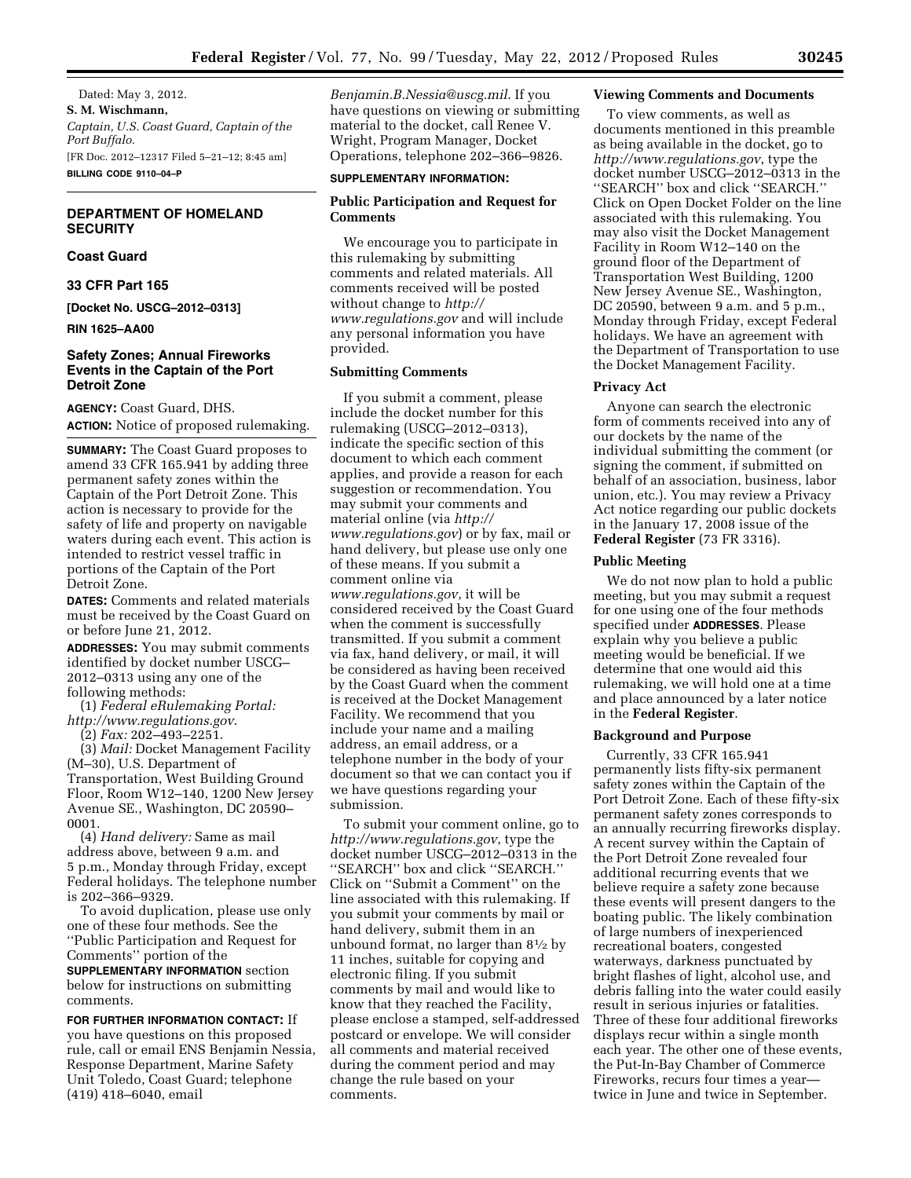Dated: May 3, 2012.

**S. M. Wischmann,**

*Captain, U.S. Coast Guard, Captain of the Port Buffalo.*

[FR Doc. 2012–12317 Filed 5–21–12; 8:45 am]

**BILLING CODE 9110–04–P**

## DEPARTMENT OF HOMELAND SECURITY

### Coast Guard

### 33 CFR Part 165

**[Docket No. USCG–2012–0313]**

**RIN 1625–AA00**

### Safety Zones; Annual Fireworks Events in the Captain of the Port Detroit Zone

**AGENCY:** Coast Guard, DHS.

**ACTION:** Notice of proposed rulemaking.

---

**SUMMARY:** The Coast Guard proposes to amend 33 CFR 165.941 by adding three permanent safety zones within the Captain of the Port Detroit Zone. This action is necessary to provide for the safety of life and property on navigable waters during each event. This action is intended to restrict vessel traffic in portions of the Captain of the Port Detroit Zone.

**DATES:** Comments and related materials must be received by the Coast Guard on or before June 21, 2012.

**ADDRESSES:** You may submit comments identified by docket number USCG–2012–0313 using any one of the following methods:

(1) *Federal eRulemaking Portal: http://www.regulations.gov*.

(2) *Fax:* 202–493–2251.

(3) *Mail:* Docket Management Facility (M–30), U.S. Department of Transportation, West Building Ground Floor, Room W12–140, 1200 New Jersey Avenue SE., Washington, DC 20590–0001.

(4) *Hand delivery:* Same as mail address above, between 9 a.m. and 5 p.m., Monday through Friday, except Federal holidays. The telephone number is 202–366–9329.

To avoid duplication, please use only one of these four methods. See the ''Public Participation and Request for Comments'' portion of the **SUPPLEMENTARY INFORMATION** section below for instructions on submitting comments.

**FOR FURTHER INFORMATION CONTACT:** If you have questions on this proposed rule, call or email ENS Benjamin Nessia, Response Department, Marine Safety Unit Toledo, Coast Guard; telephone (419) 418–6040, email *Benjamin.B.Nessia@uscg.mil*. If you have questions on viewing or submitting material to the docket, call Renee V. Wright, Program Manager, Docket Operations, telephone 202–366–9826.

**SUPPLEMENTARY INFORMATION:**

#### Public Participation and Request for Comments

We encourage you to participate in this rulemaking by submitting comments and related materials. All comments received will be posted without change to *http://www.regulations.gov* and will include any personal information you have provided.

#### Submitting Comments

If you submit a comment, please include the docket number for this rulemaking (USCG–2012–0313), indicate the specific section of this document to which each comment applies, and provide a reason for each suggestion or recommendation. You may submit your comments and material online (via *http://www.regulations.gov*) or by fax, mail or hand delivery, but please use only one of these means. If you submit a comment online via *www.regulations.gov*, it will be considered received by the Coast Guard when the comment is successfully transmitted. If you submit a comment via fax, hand delivery, or mail, it will be considered as having been received by the Coast Guard when the comment is received at the Docket Management Facility. We recommend that you include your name and a mailing address, an email address, or a telephone number in the body of your document so that we can contact you if we have questions regarding your submission.

To submit your comment online, go to *http://www.regulations.gov*, type the docket number USCG–2012–0313 in the ''SEARCH'' box and click ''SEARCH.'' Click on ''Submit a Comment'' on the line associated with this rulemaking. If you submit your comments by mail or hand delivery, submit them in an unbound format, no larger than 8½ by 11 inches, suitable for copying and electronic filing. If you submit comments by mail and would like to know that they reached the Facility, please enclose a stamped, self-addressed postcard or envelope. We will consider all comments and material received during the comment period and may change the rule based on your comments.

#### Viewing Comments and Documents

To view comments, as well as documents mentioned in this preamble as being available in the docket, go to *http://www.regulations.gov*, type the docket number USCG–2012–0313 in the ''SEARCH'' box and click ''SEARCH.'' Click on Open Docket Folder on the line associated with this rulemaking. You may also visit the Docket Management Facility in Room W12–140 on the ground floor of the Department of Transportation West Building, 1200 New Jersey Avenue SE., Washington, DC 20590, between 9 a.m. and 5 p.m., Monday through Friday, except Federal holidays. We have an agreement with the Department of Transportation to use the Docket Management Facility.

#### Privacy Act

Anyone can search the electronic form of comments received into any of our dockets by the name of the individual submitting the comment (or signing the comment, if submitted on behalf of an association, business, labor union, etc.). You may review a Privacy Act notice regarding our public dockets in the January 17, 2008 issue of the **Federal Register** (73 FR 3316).

#### Public Meeting

We do not now plan to hold a public meeting, but you may submit a request for one using one of the four methods specified under **ADDRESSES**. Please explain why you believe a public meeting would be beneficial. If we determine that one would aid this rulemaking, we will hold one at a time and place announced by a later notice in the **Federal Register**.

#### Background and Purpose

Currently, 33 CFR 165.941 permanently lists fifty-six permanent safety zones within the Captain of the Port Detroit Zone. Each of these fifty-six permanent safety zones corresponds to an annually recurring fireworks display. A recent survey within the Captain of the Port Detroit Zone revealed four additional recurring events that we believe require a safety zone because these events will present dangers to the boating public. The likely combination of large numbers of inexperienced recreational boaters, congested waterways, darkness punctuated by bright flashes of light, alcohol use, and debris falling into the water could easily result in serious injuries or fatalities. Three of these four additional fireworks displays recur within a single month each year. The other one of these events, the Put-In-Bay Chamber of Commerce Fireworks, recurs four times a year—twice in June and twice in September.